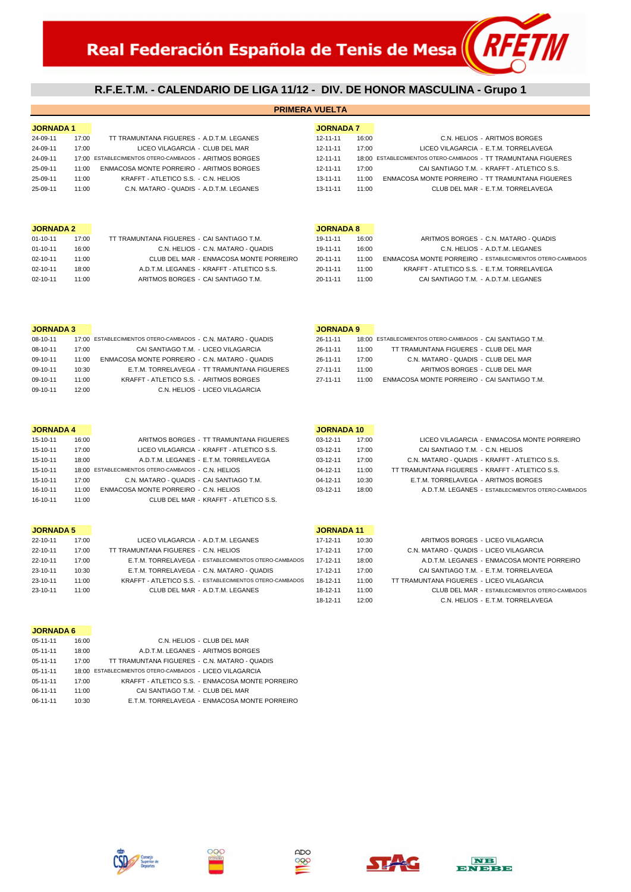# Real Federación Española de Tenis de Mesa

## R.F.E.T.M. - CALENDARIO DE LIGA 11/12 - DIV. DE HONOR MASCULINA - Grupo 1

### PRIMERA VUELTA

**JORNADA 1**

| Fecha | Hora | Partido |
|---|---|---|
| 24-09-11 | 17:00 | TT TRAMUNTANA FIGUERES - A.D.T.M. LEGANES |
| 24-09-11 | 17:00 | LICEO VILAGARCIA - CLUB DEL MAR |
| 24-09-11 | 17:00 | ESTABLECIMIENTOS OTERO-CAMBADOS - ARITMOS BORGES |
| 25-09-11 | 11:00 | ENMACOSA MONTE PORREIRO - ARITMOS BORGES |
| 25-09-11 | 11:00 | KRAFFT - ATLETICO S.S. - C.N. HELIOS |
| 25-09-11 | 11:00 | C.N. MATARO - QUADIS - A.D.T.M. LEGANES |

**JORNADA 2**

| Fecha | Hora | Partido |
|---|---|---|
| 01-10-11 | 17:00 | TT TRAMUNTANA FIGUERES - CAI SANTIAGO T.M. |
| 01-10-11 | 16:00 | C.N. HELIOS - C.N. MATARO - QUADIS |
| 02-10-11 | 11:00 | CLUB DEL MAR - ENMACOSA MONTE PORREIRO |
| 02-10-11 | 18:00 | A.D.T.M. LEGANES - KRAFFT - ATLETICO S.S. |
| 02-10-11 | 11:00 | ARITMOS BORGES - CAI SANTIAGO T.M. |

**JORNADA 3**

| Fecha | Hora | Partido |
|---|---|---|
| 08-10-11 | 17:00 | ESTABLECIMIENTOS OTERO-CAMBADOS - C.N. MATARO - QUADIS |
| 08-10-11 | 17:00 | CAI SANTIAGO T.M. - LICEO VILAGARCIA |
| 09-10-11 | 11:00 | ENMACOSA MONTE PORREIRO - C.N. MATARO - QUADIS |
| 09-10-11 | 10:30 | E.T.M. TORRELAVEGA - TT TRAMUNTANA FIGUERES |
| 09-10-11 | 11:00 | KRAFFT - ATLETICO S.S. - ARITMOS BORGES |
| 09-10-11 | 12:00 | C.N. HELIOS - LICEO VILAGARCIA |

**JORNADA 4**

| Fecha | Hora | Partido |
|---|---|---|
| 15-10-11 | 16:00 | ARITMOS BORGES - TT TRAMUNTANA FIGUERES |
| 15-10-11 | 17:00 | LICEO VILAGARCIA - KRAFFT - ATLETICO S.S. |
| 15-10-11 | 18:00 | A.D.T.M. LEGANES - E.T.M. TORRELAVEGA |
| 15-10-11 | 18:00 | ESTABLECIMIENTOS OTERO-CAMBADOS - C.N. HELIOS |
| 15-10-11 | 17:00 | C.N. MATARO - QUADIS - CAI SANTIAGO T.M. |
| 16-10-11 | 11:00 | ENMACOSA MONTE PORREIRO - C.N. HELIOS |
| 16-10-11 | 11:00 | CLUB DEL MAR - KRAFFT - ATLETICO S.S. |

**JORNADA 5**

| Fecha | Hora | Partido |
|---|---|---|
| 22-10-11 | 17:00 | LICEO VILAGARCIA - A.D.T.M. LEGANES |
| 22-10-11 | 17:00 | TT TRAMUNTANA FIGUERES - C.N. HELIOS |
| 22-10-11 | 17:00 | E.T.M. TORRELAVEGA - ESTABLECIMIENTOS OTERO-CAMBADOS |
| 23-10-11 | 10:30 | E.T.M. TORRELAVEGA - C.N. MATARO - QUADIS |
| 23-10-11 | 11:00 | KRAFFT - ATLETICO S.S. - ESTABLECIMIENTOS OTERO-CAMBADOS |
| 23-10-11 | 11:00 | CLUB DEL MAR - A.D.T.M. LEGANES |

**JORNADA 6**

| Fecha | Hora | Partido |
|---|---|---|
| 05-11-11 | 16:00 | C.N. HELIOS - CLUB DEL MAR |
| 05-11-11 | 18:00 | A.D.T.M. LEGANES - ARITMOS BORGES |
| 05-11-11 | 17:00 | TT TRAMUNTANA FIGUERES - C.N. MATARO - QUADIS |
| 05-11-11 | 18:00 | ESTABLECIMIENTOS OTERO-CAMBADOS - LICEO VILAGARCIA |
| 05-11-11 | 17:00 | KRAFFT - ATLETICO S.S. - ENMACOSA MONTE PORREIRO |
| 06-11-11 | 11:00 | CAI SANTIAGO T.M. - CLUB DEL MAR |
| 06-11-11 | 10:30 | E.T.M. TORRELAVEGA - ENMACOSA MONTE PORREIRO |

**JORNADA 7**

| Fecha | Hora | Partido |
|---|---|---|
| 12-11-11 | 16:00 | C.N. HELIOS - ARITMOS BORGES |
| 12-11-11 | 17:00 | LICEO VILAGARCIA - E.T.M. TORRELAVEGA |
| 12-11-11 | 18:00 | ESTABLECIMIENTOS OTERO-CAMBADOS - TT TRAMUNTANA FIGUERES |
| 12-11-11 | 17:00 | CAI SANTIAGO T.M. - KRAFFT - ATLETICO S.S. |
| 13-11-11 | 11:00 | ENMACOSA MONTE PORREIRO - TT TRAMUNTANA FIGUERES |
| 13-11-11 | 11:00 | CLUB DEL MAR - E.T.M. TORRELAVEGA |

**JORNADA 8**

| Fecha | Hora | Partido |
|---|---|---|
| 19-11-11 | 16:00 | ARITMOS BORGES - C.N. MATARO - QUADIS |
| 19-11-11 | 16:00 | C.N. HELIOS - A.D.T.M. LEGANES |
| 20-11-11 | 11:00 | ENMACOSA MONTE PORREIRO - ESTABLECIMIENTOS OTERO-CAMBADOS |
| 20-11-11 | 11:00 | KRAFFT - ATLETICO S.S. - E.T.M. TORRELAVEGA |
| 20-11-11 | 11:00 | CAI SANTIAGO T.M. - A.D.T.M. LEGANES |

**JORNADA 9**

| Fecha | Hora | Partido |
|---|---|---|
| 26-11-11 | 18:00 | ESTABLECIMIENTOS OTERO-CAMBADOS - CAI SANTIAGO T.M. |
| 26-11-11 | 11:00 | TT TRAMUNTANA FIGUERES - CLUB DEL MAR |
| 26-11-11 | 17:00 | C.N. MATARO - QUADIS - CLUB DEL MAR |
| 27-11-11 | 11:00 | ARITMOS BORGES - CLUB DEL MAR |
| 27-11-11 | 11:00 | ENMACOSA MONTE PORREIRO - CAI SANTIAGO T.M. |

**JORNADA 10**

| Fecha | Hora | Partido |
|---|---|---|
| 03-12-11 | 17:00 | LICEO VILAGARCIA - ENMACOSA MONTE PORREIRO |
| 03-12-11 | 17:00 | CAI SANTIAGO T.M. - C.N. HELIOS |
| 03-12-11 | 17:00 | C.N. MATARO - QUADIS - KRAFFT - ATLETICO S.S. |
| 04-12-11 | 11:00 | TT TRAMUNTANA FIGUERES - KRAFFT - ATLETICO S.S. |
| 04-12-11 | 10:30 | E.T.M. TORRELAVEGA - ARITMOS BORGES |
| 03-12-11 | 18:00 | A.D.T.M. LEGANES - ESTABLECIMIENTOS OTERO-CAMBADOS |

**JORNADA 11**

| Fecha | Hora | Partido |
|---|---|---|
| 17-12-11 | 10:30 | ARITMOS BORGES - LICEO VILAGARCIA |
| 17-12-11 | 17:00 | C.N. MATARO - QUADIS - LICEO VILAGARCIA |
| 17-12-11 | 18:00 | A.D.T.M. LEGANES - ENMACOSA MONTE PORREIRO |
| 17-12-11 | 17:00 | CAI SANTIAGO T.M. - E.T.M. TORRELAVEGA |
| 18-12-11 | 11:00 | TT TRAMUNTANA FIGUERES - LICEO VILAGARCIA |
| 18-12-11 | 11:00 | CLUB DEL MAR - ESTABLECIMIENTOS OTERO-CAMBADOS |
| 18-12-11 | 12:00 | C.N. HELIOS - E.T.M. TORRELAVEGA |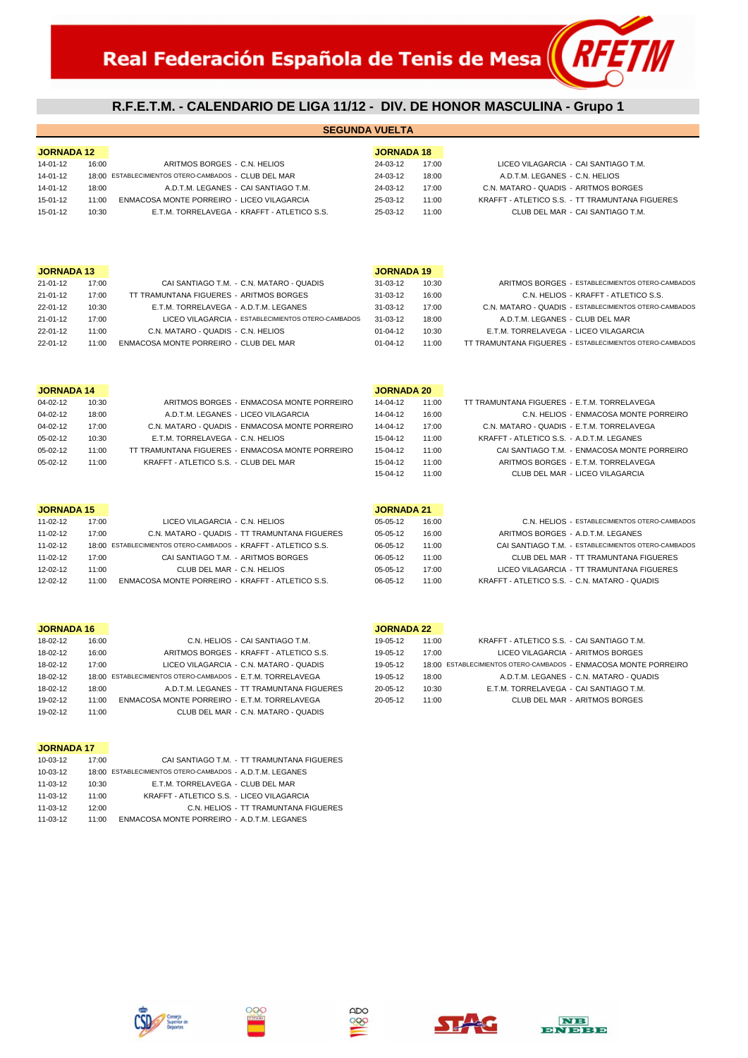Real Federación Española de Tenis de Mesa

## R.F.E.T.M. - CALENDARIO DE LIGA 11/12 - DIV. DE HONOR MASCULINA - Grupo 1

### SEGUNDA VUELTA

**JORNADA 12**

| | | |
|---|---|---|
| 14-01-12 | 16:00 | ARITMOS BORGES - C.N. HELIOS |
| 14-01-12 | 18:00 | ESTABLECIMIENTOS OTERO-CAMBADOS - CLUB DEL MAR |
| 14-01-12 | 18:00 | A.D.T.M. LEGANES - CAI SANTIAGO T.M. |
| 15-01-12 | 11:00 | ENMACOSA MONTE PORREIRO - LICEO VILAGARCIA |
| 15-01-12 | 10:30 | E.T.M. TORRELAVEGA - KRAFFT - ATLETICO S.S. |

**JORNADA 13**

| | | |
|---|---|---|
| 21-01-12 | 17:00 | CAI SANTIAGO T.M. - C.N. MATARO - QUADIS |
| 21-01-12 | 17:00 | TT TRAMUNTANA FIGUERES - ARITMOS BORGES |
| 22-01-12 | 10:30 | E.T.M. TORRELAVEGA - A.D.T.M. LEGANES |
| 21-01-12 | 17:00 | LICEO VILAGARCIA - ESTABLECIMIENTOS OTERO-CAMBADOS |
| 22-01-12 | 11:00 | C.N. MATARO - QUADIS - C.N. HELIOS |
| 22-01-12 | 11:00 | ENMACOSA MONTE PORREIRO - CLUB DEL MAR |

**JORNADA 14**

| | | |
|---|---|---|
| 04-02-12 | 10:30 | ARITMOS BORGES - ENMACOSA MONTE PORREIRO |
| 04-02-12 | 18:00 | A.D.T.M. LEGANES - LICEO VILAGARCIA |
| 04-02-12 | 17:00 | C.N. MATARO - QUADIS - ENMACOSA MONTE PORREIRO |
| 05-02-12 | 10:30 | E.T.M. TORRELAVEGA - C.N. HELIOS |
| 05-02-12 | 11:00 | TT TRAMUNTANA FIGUERES - ENMACOSA MONTE PORREIRO |
| 05-02-12 | 11:00 | KRAFFT - ATLETICO S.S. - CLUB DEL MAR |

**JORNADA 15**

| | | |
|---|---|---|
| 11-02-12 | 17:00 | LICEO VILAGARCIA - C.N. HELIOS |
| 11-02-12 | 17:00 | C.N. MATARO - QUADIS - TT TRAMUNTANA FIGUERES |
| 11-02-12 | 18:00 | ESTABLECIMIENTOS OTERO-CAMBADOS - KRAFFT - ATLETICO S.S. |
| 11-02-12 | 17:00 | CAI SANTIAGO T.M. - ARITMOS BORGES |
| 12-02-12 | 11:00 | CLUB DEL MAR - C.N. HELIOS |
| 12-02-12 | 11:00 | ENMACOSA MONTE PORREIRO - KRAFFT - ATLETICO S.S. |

**JORNADA 16**

| | | |
|---|---|---|
| 18-02-12 | 16:00 | C.N. HELIOS - CAI SANTIAGO T.M. |
| 18-02-12 | 16:00 | ARITMOS BORGES - KRAFFT - ATLETICO S.S. |
| 18-02-12 | 17:00 | LICEO VILAGARCIA - C.N. MATARO - QUADIS |
| 18-02-12 | 18:00 | ESTABLECIMIENTOS OTERO-CAMBADOS - E.T.M. TORRELAVEGA |
| 18-02-12 | 18:00 | A.D.T.M. LEGANES - TT TRAMUNTANA FIGUERES |
| 19-02-12 | 11:00 | ENMACOSA MONTE PORREIRO - E.T.M. TORRELAVEGA |
| 19-02-12 | 11:00 | CLUB DEL MAR - C.N. MATARO - QUADIS |

**JORNADA 17**

| | | |
|---|---|---|
| 10-03-12 | 17:00 | CAI SANTIAGO T.M. - TT TRAMUNTANA FIGUERES |
| 10-03-12 | 18:00 | ESTABLECIMIENTOS OTERO-CAMBADOS - A.D.T.M. LEGANES |
| 11-03-12 | 10:30 | E.T.M. TORRELAVEGA - CLUB DEL MAR |
| 11-03-12 | 11:00 | KRAFFT - ATLETICO S.S. - LICEO VILAGARCIA |
| 11-03-12 | 12:00 | C.N. HELIOS - TT TRAMUNTANA FIGUERES |
| 11-03-12 | 11:00 | ENMACOSA MONTE PORREIRO - A.D.T.M. LEGANES |

**JORNADA 18**

| | | |
|---|---|---|
| 24-03-12 | 17:00 | LICEO VILAGARCIA - CAI SANTIAGO T.M. |
| 24-03-12 | 18:00 | A.D.T.M. LEGANES - C.N. HELIOS |
| 24-03-12 | 17:00 | C.N. MATARO - QUADIS - ARITMOS BORGES |
| 25-03-12 | 11:00 | KRAFFT - ATLETICO S.S. - TT TRAMUNTANA FIGUERES |
| 25-03-12 | 10:30 | CLUB DEL MAR - CAI SANTIAGO T.M. |

**JORNADA 19**

| | | |
|---|---|---|
| 31-03-12 | 10:30 | ARITMOS BORGES - ESTABLECIMIENTOS OTERO-CAMBADOS |
| 31-03-12 | 16:00 | C.N. HELIOS - KRAFFT - ATLETICO S.S. |
| 31-03-12 | 17:00 | C.N. MATARO - QUADIS - ESTABLECIMIENTOS OTERO-CAMBADOS |
| 31-03-12 | 18:00 | A.D.T.M. LEGANES - CLUB DEL MAR |
| 01-04-12 | 10:30 | E.T.M. TORRELAVEGA - LICEO VILAGARCIA |
| 01-04-12 | 11:00 | TT TRAMUNTANA FIGUERES - ESTABLECIMIENTOS OTERO-CAMBADOS |

**JORNADA 20**

| | | |
|---|---|---|
| 14-04-12 | 11:00 | TT TRAMUNTANA FIGUERES - E.T.M. TORRELAVEGA |
| 14-04-12 | 16:00 | C.N. HELIOS - ENMACOSA MONTE PORREIRO |
| 14-04-12 | 17:00 | C.N. MATARO - QUADIS - E.T.M. TORRELAVEGA |
| 15-04-12 | 11:00 | KRAFFT - ATLETICO S.S. - A.D.T.M. LEGANES |
| 15-04-12 | 11:00 | CAI SANTIAGO T.M. - ENMACOSA MONTE PORREIRO |
| 15-04-12 | 11:00 | ARITMOS BORGES - E.T.M. TORRELAVEGA |
| 15-04-12 | 11:00 | CLUB DEL MAR - LICEO VILAGARCIA |

**JORNADA 21**

| | | |
|---|---|---|
| 05-05-12 | 16:00 | C.N. HELIOS - ESTABLECIMIENTOS OTERO-CAMBADOS |
| 05-05-12 | 16:00 | ARITMOS BORGES - A.D.T.M. LEGANES |
| 06-05-12 | 11:00 | CAI SANTIAGO T.M. - ESTABLECIMIENTOS OTERO-CAMBADOS |
| 06-05-12 | 11:00 | CLUB DEL MAR - TT TRAMUNTANA FIGUERES |
| 05-05-12 | 17:00 | LICEO VILAGARCIA - TT TRAMUNTANA FIGUERES |
| 06-05-12 | 11:00 | KRAFFT - ATLETICO S.S. - C.N. MATARO - QUADIS |

**JORNADA 22**

| | | |
|---|---|---|
| 19-05-12 | 11:00 | KRAFFT - ATLETICO S.S. - CAI SANTIAGO T.M. |
| 19-05-12 | 17:00 | LICEO VILAGARCIA - ARITMOS BORGES |
| 19-05-12 | 18:00 | ESTABLECIMIENTOS OTERO-CAMBADOS - ENMACOSA MONTE PORREIRO |
| 19-05-12 | 18:00 | A.D.T.M. LEGANES - C.N. MATARO - QUADIS |
| 20-05-12 | 10:30 | E.T.M. TORRELAVEGA - CAI SANTIAGO T.M. |
| 20-05-12 | 11:00 | CLUB DEL MAR - ARITMOS BORGES |